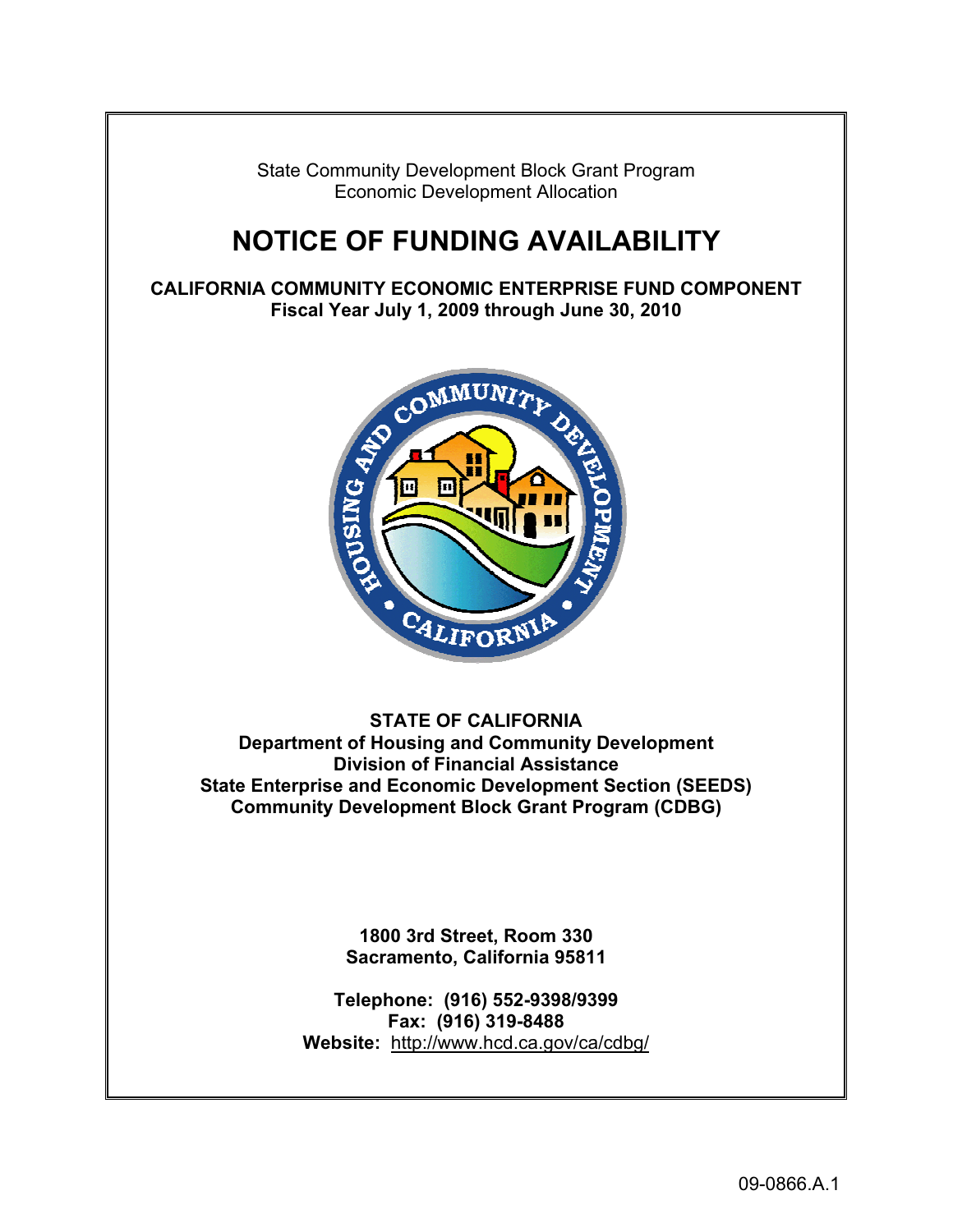State Community Development Block Grant Program
Economic Development Allocation

# NOTICE OF FUNDING AVAILABILITY

**CALIFORNIA COMMUNITY ECONOMIC ENTERPRISE FUND COMPONENT**
**Fiscal Year July 1, 2009 through June 30, 2010**

**STATE OF CALIFORNIA**
**Department of Housing and Community Development**
**Division of Financial Assistance**
**State Enterprise and Economic Development Section (SEEDS)**
**Community Development Block Grant Program (CDBG)**

**1800 3rd Street, Room 330**
**Sacramento, California 95811**

**Telephone: (916) 552-9398/9399**
**Fax: (916) 319-8488**
**Website:** http://www.hcd.ca.gov/ca/cdbg/

09-0866.A.1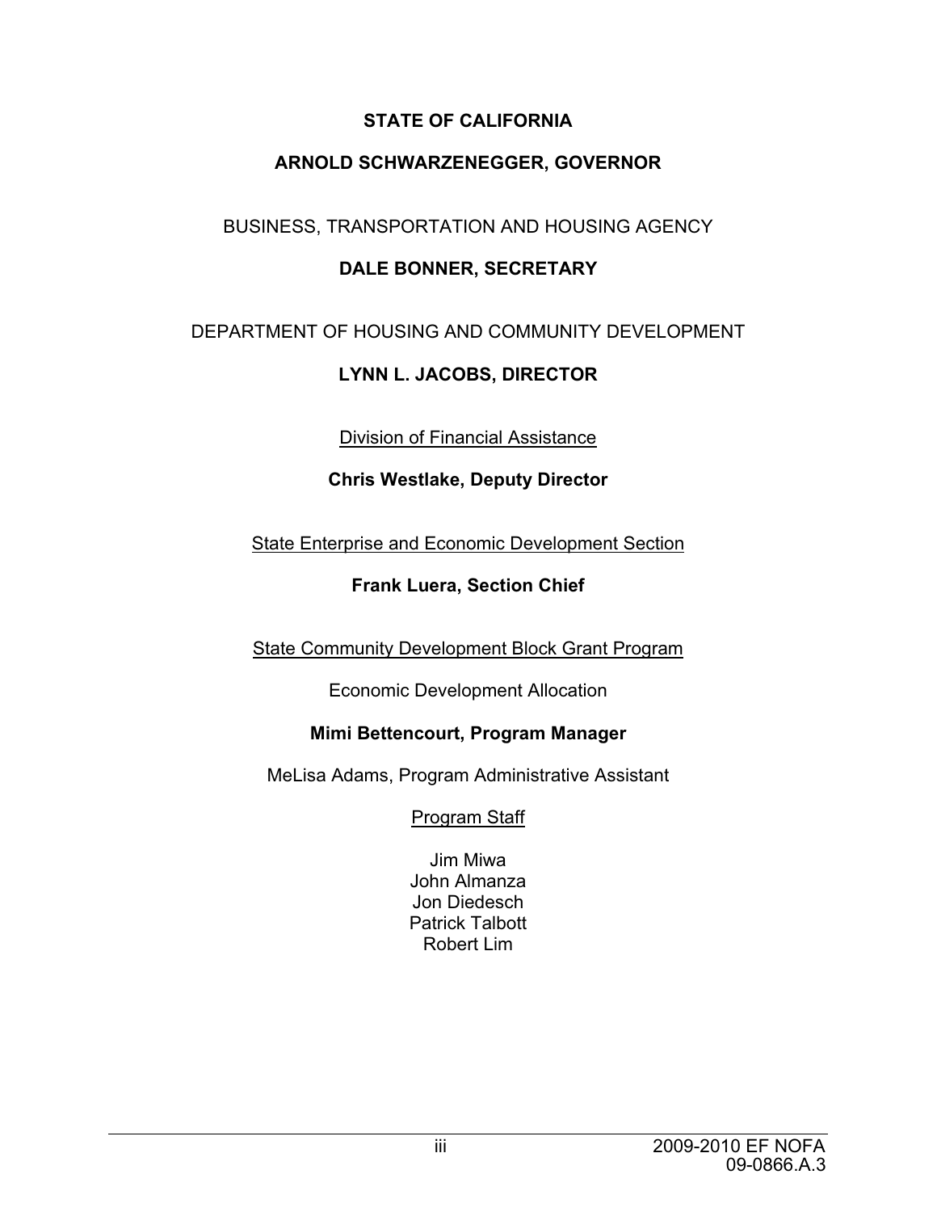**STATE OF CALIFORNIA**

**ARNOLD SCHWARZENEGGER, GOVERNOR**

BUSINESS, TRANSPORTATION AND HOUSING AGENCY

**DALE BONNER, SECRETARY**

DEPARTMENT OF HOUSING AND COMMUNITY DEVELOPMENT

**LYNN L. JACOBS, DIRECTOR**

Division of Financial Assistance

**Chris Westlake, Deputy Director**

State Enterprise and Economic Development Section

**Frank Luera, Section Chief**

State Community Development Block Grant Program

Economic Development Allocation

**Mimi Bettencourt, Program Manager**

MeLisa Adams, Program Administrative Assistant

Program Staff

Jim Miwa
John Almanza
Jon Diedesch
Patrick Talbott
Robert Lim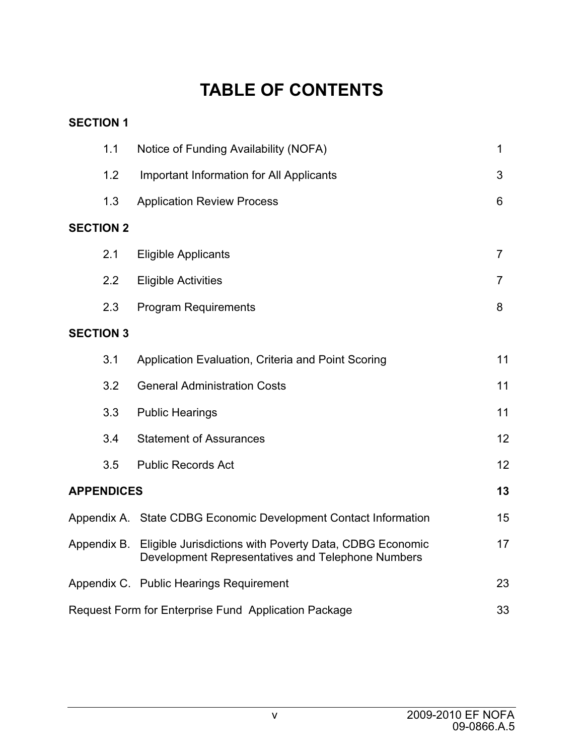# TABLE OF CONTENTS

**SECTION 1**

| | | |
|---|---|---|
| 1.1 | Notice of Funding Availability (NOFA) | 1 |
| 1.2 | Important Information for All Applicants | 3 |
| 1.3 | Application Review Process | 6 |

**SECTION 2**

| | | |
|---|---|---|
| 2.1 | Eligible Applicants | 7 |
| 2.2 | Eligible Activities | 7 |
| 2.3 | Program Requirements | 8 |

**SECTION 3**

| | | |
|---|---|---|
| 3.1 | Application Evaluation, Criteria and Point Scoring | 11 |
| 3.2 | General Administration Costs | 11 |
| 3.3 | Public Hearings | 11 |
| 3.4 | Statement of Assurances | 12 |
| 3.5 | Public Records Act | 12 |

**APPENDICES** **13**

| | |
|---|---|
| Appendix A. State CDBG Economic Development Contact Information | 15 |
| Appendix B. Eligible Jurisdictions with Poverty Data, CDBG Economic Development Representatives and Telephone Numbers | 17 |
| Appendix C. Public Hearings Requirement | 23 |
| Request Form for Enterprise Fund Application Package | 33 |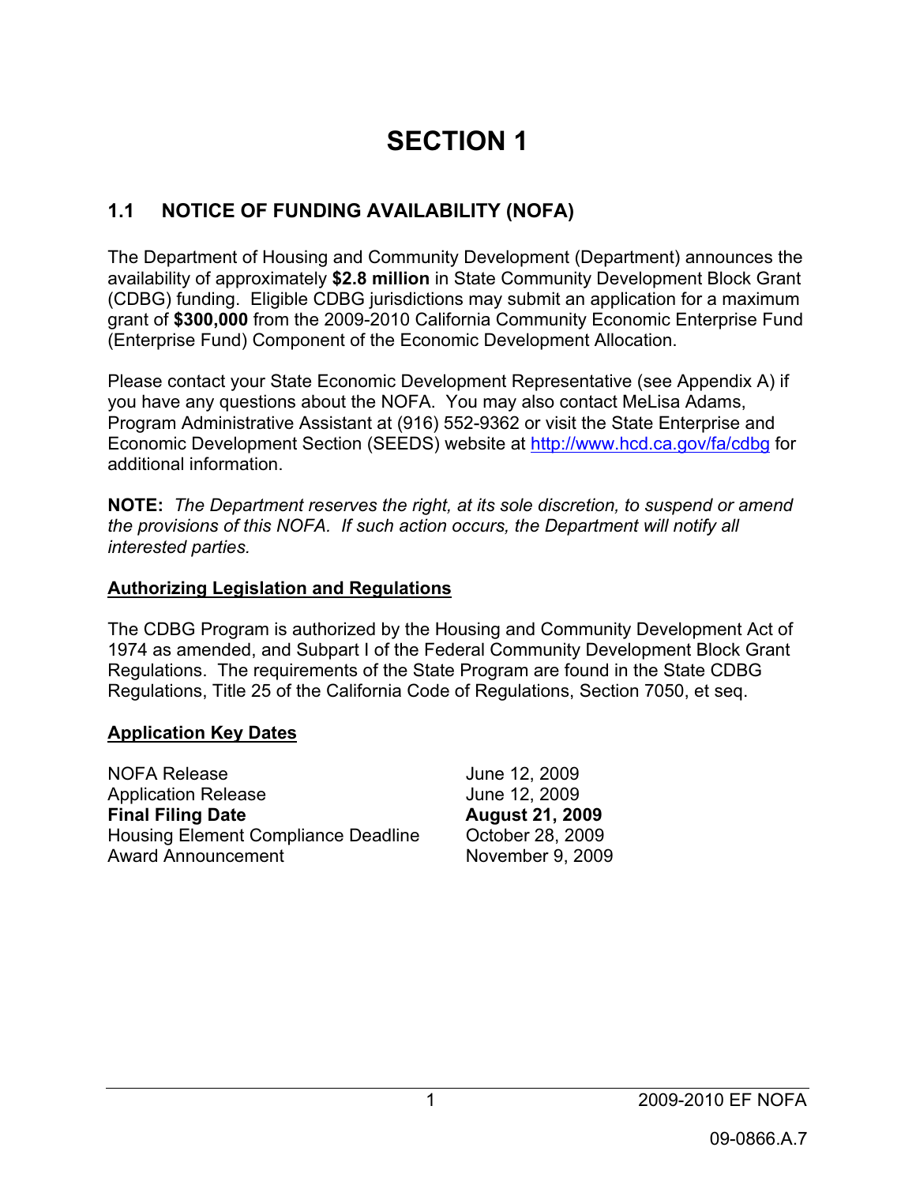# SECTION 1

## 1.1 NOTICE OF FUNDING AVAILABILITY (NOFA)

The Department of Housing and Community Development (Department) announces the availability of approximately **$2.8 million** in State Community Development Block Grant (CDBG) funding. Eligible CDBG jurisdictions may submit an application for a maximum grant of **$300,000** from the 2009-2010 California Community Economic Enterprise Fund (Enterprise Fund) Component of the Economic Development Allocation.

Please contact your State Economic Development Representative (see Appendix A) if you have any questions about the NOFA. You may also contact MeLisa Adams, Program Administrative Assistant at (916) 552-9362 or visit the State Enterprise and Economic Development Section (SEEDS) website at http://www.hcd.ca.gov/fa/cdbg for additional information.

**NOTE:** *The Department reserves the right, at its sole discretion, to suspend or amend the provisions of this NOFA. If such action occurs, the Department will notify all interested parties.*

### Authorizing Legislation and Regulations

The CDBG Program is authorized by the Housing and Community Development Act of 1974 as amended, and Subpart I of the Federal Community Development Block Grant Regulations. The requirements of the State Program are found in the State CDBG Regulations, Title 25 of the California Code of Regulations, Section 7050, et seq.

### Application Key Dates

| | |
|---|---|
| NOFA Release | June 12, 2009 |
| Application Release | June 12, 2009 |
| **Final Filing Date** | **August 21, 2009** |
| Housing Element Compliance Deadline | October 28, 2009 |
| Award Announcement | November 9, 2009 |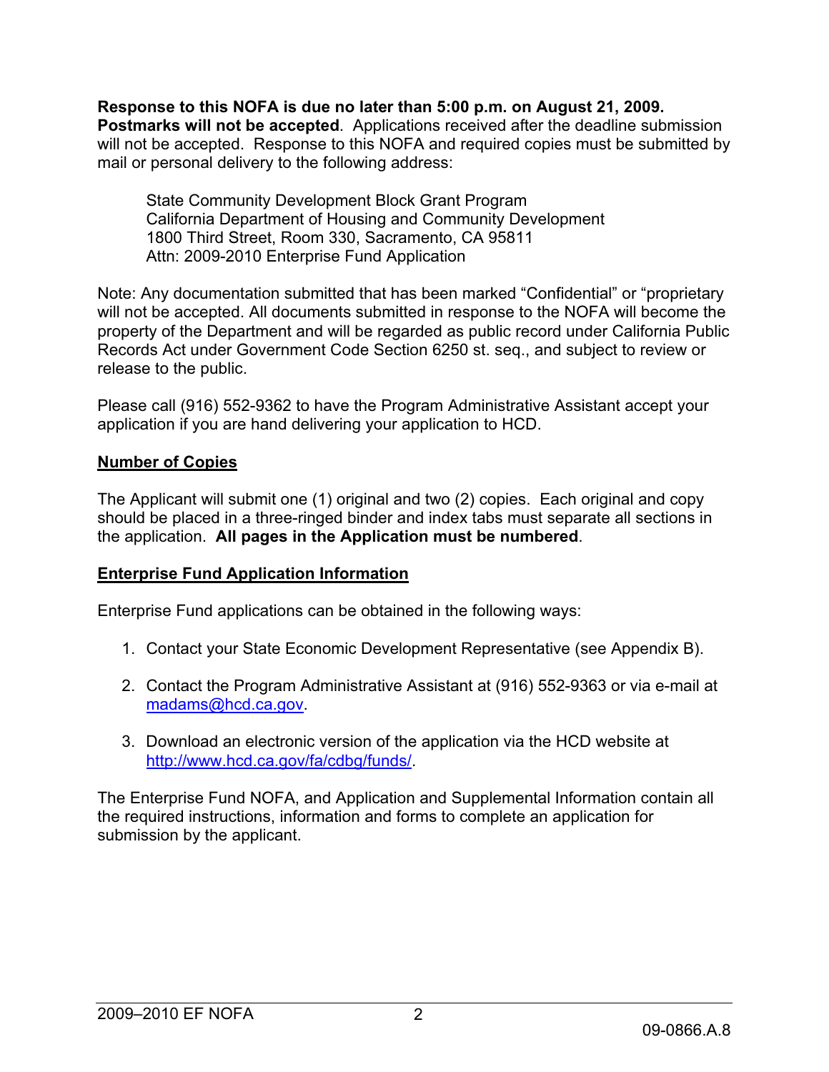**Response to this NOFA is due no later than 5:00 p.m. on August 21, 2009. Postmarks will not be accepted**. Applications received after the deadline submission will not be accepted. Response to this NOFA and required copies must be submitted by mail or personal delivery to the following address:

> State Community Development Block Grant Program
> California Department of Housing and Community Development
> 1800 Third Street, Room 330, Sacramento, CA 95811
> Attn: 2009-2010 Enterprise Fund Application

Note: Any documentation submitted that has been marked "Confidential" or "proprietary will not be accepted. All documents submitted in response to the NOFA will become the property of the Department and will be regarded as public record under California Public Records Act under Government Code Section 6250 st. seq., and subject to review or release to the public.

Please call (916) 552-9362 to have the Program Administrative Assistant accept your application if you are hand delivering your application to HCD.

## Number of Copies

The Applicant will submit one (1) original and two (2) copies. Each original and copy should be placed in a three-ringed binder and index tabs must separate all sections in the application. **All pages in the Application must be numbered**.

## Enterprise Fund Application Information

Enterprise Fund applications can be obtained in the following ways:

1. Contact your State Economic Development Representative (see Appendix B).

2. Contact the Program Administrative Assistant at (916) 552-9363 or via e-mail at madams@hcd.ca.gov.

3. Download an electronic version of the application via the HCD website at http://www.hcd.ca.gov/fa/cdbg/funds/.

The Enterprise Fund NOFA, and Application and Supplemental Information contain all the required instructions, information and forms to complete an application for submission by the applicant.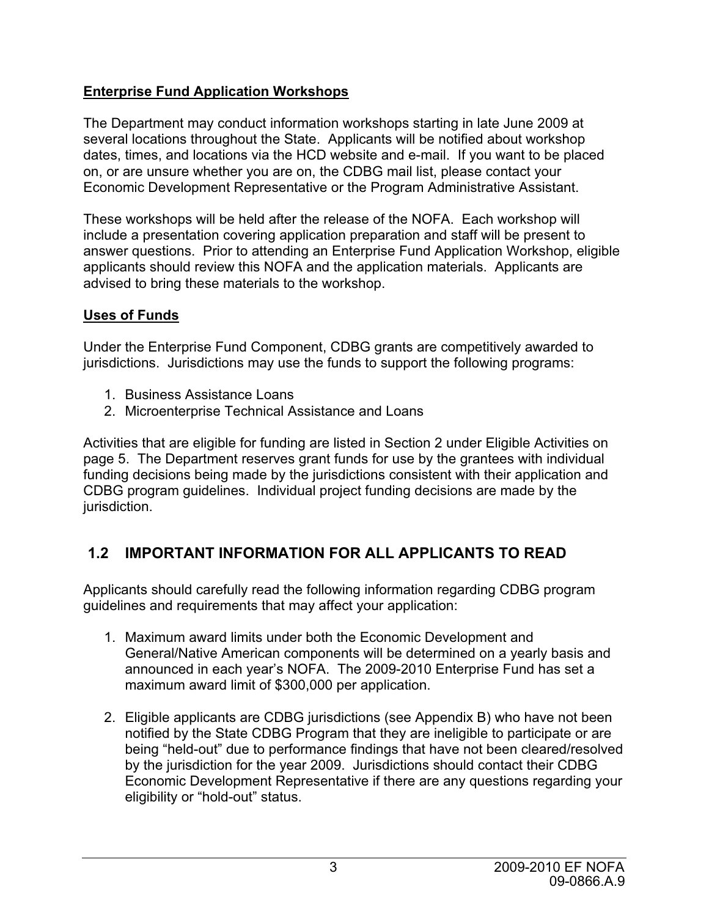**Enterprise Fund Application Workshops**

The Department may conduct information workshops starting in late June 2009 at several locations throughout the State. Applicants will be notified about workshop dates, times, and locations via the HCD website and e-mail. If you want to be placed on, or are unsure whether you are on, the CDBG mail list, please contact your Economic Development Representative or the Program Administrative Assistant.

These workshops will be held after the release of the NOFA. Each workshop will include a presentation covering application preparation and staff will be present to answer questions. Prior to attending an Enterprise Fund Application Workshop, eligible applicants should review this NOFA and the application materials. Applicants are advised to bring these materials to the workshop.

**Uses of Funds**

Under the Enterprise Fund Component, CDBG grants are competitively awarded to jurisdictions. Jurisdictions may use the funds to support the following programs:

1. Business Assistance Loans
2. Microenterprise Technical Assistance and Loans

Activities that are eligible for funding are listed in Section 2 under Eligible Activities on page 5. The Department reserves grant funds for use by the grantees with individual funding decisions being made by the jurisdictions consistent with their application and CDBG program guidelines. Individual project funding decisions are made by the jurisdiction.

## 1.2 IMPORTANT INFORMATION FOR ALL APPLICANTS TO READ

Applicants should carefully read the following information regarding CDBG program guidelines and requirements that may affect your application:

1. Maximum award limits under both the Economic Development and General/Native American components will be determined on a yearly basis and announced in each year's NOFA. The 2009-2010 Enterprise Fund has set a maximum award limit of $300,000 per application.

2. Eligible applicants are CDBG jurisdictions (see Appendix B) who have not been notified by the State CDBG Program that they are ineligible to participate or are being "held-out" due to performance findings that have not been cleared/resolved by the jurisdiction for the year 2009. Jurisdictions should contact their CDBG Economic Development Representative if there are any questions regarding your eligibility or "hold-out" status.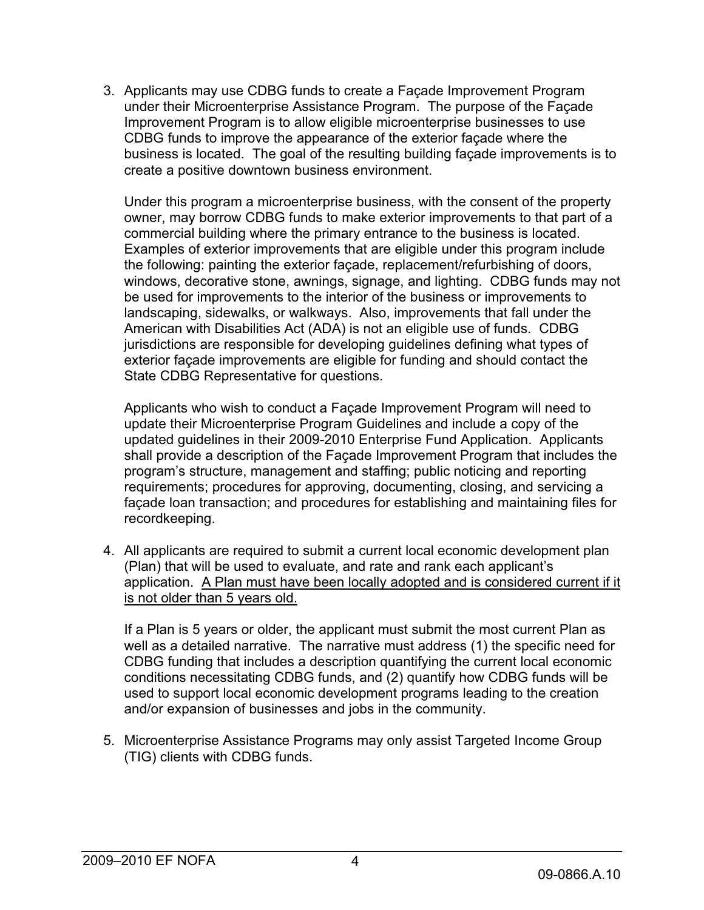3. Applicants may use CDBG funds to create a Façade Improvement Program under their Microenterprise Assistance Program. The purpose of the Façade Improvement Program is to allow eligible microenterprise businesses to use CDBG funds to improve the appearance of the exterior façade where the business is located. The goal of the resulting building façade improvements is to create a positive downtown business environment.

   Under this program a microenterprise business, with the consent of the property owner, may borrow CDBG funds to make exterior improvements to that part of a commercial building where the primary entrance to the business is located. Examples of exterior improvements that are eligible under this program include the following: painting the exterior façade, replacement/refurbishing of doors, windows, decorative stone, awnings, signage, and lighting. CDBG funds may not be used for improvements to the interior of the business or improvements to landscaping, sidewalks, or walkways. Also, improvements that fall under the American with Disabilities Act (ADA) is not an eligible use of funds. CDBG jurisdictions are responsible for developing guidelines defining what types of exterior façade improvements are eligible for funding and should contact the State CDBG Representative for questions.

   Applicants who wish to conduct a Façade Improvement Program will need to update their Microenterprise Program Guidelines and include a copy of the updated guidelines in their 2009-2010 Enterprise Fund Application. Applicants shall provide a description of the Façade Improvement Program that includes the program's structure, management and staffing; public noticing and reporting requirements; procedures for approving, documenting, closing, and servicing a façade loan transaction; and procedures for establishing and maintaining files for recordkeeping.

4. All applicants are required to submit a current local economic development plan (Plan) that will be used to evaluate, and rate and rank each applicant's application. <u>A Plan must have been locally adopted and is considered current if it is not older than 5 years old.</u>

   If a Plan is 5 years or older, the applicant must submit the most current Plan as well as a detailed narrative. The narrative must address (1) the specific need for CDBG funding that includes a description quantifying the current local economic conditions necessitating CDBG funds, and (2) quantify how CDBG funds will be used to support local economic development programs leading to the creation and/or expansion of businesses and jobs in the community.

5. Microenterprise Assistance Programs may only assist Targeted Income Group (TIG) clients with CDBG funds.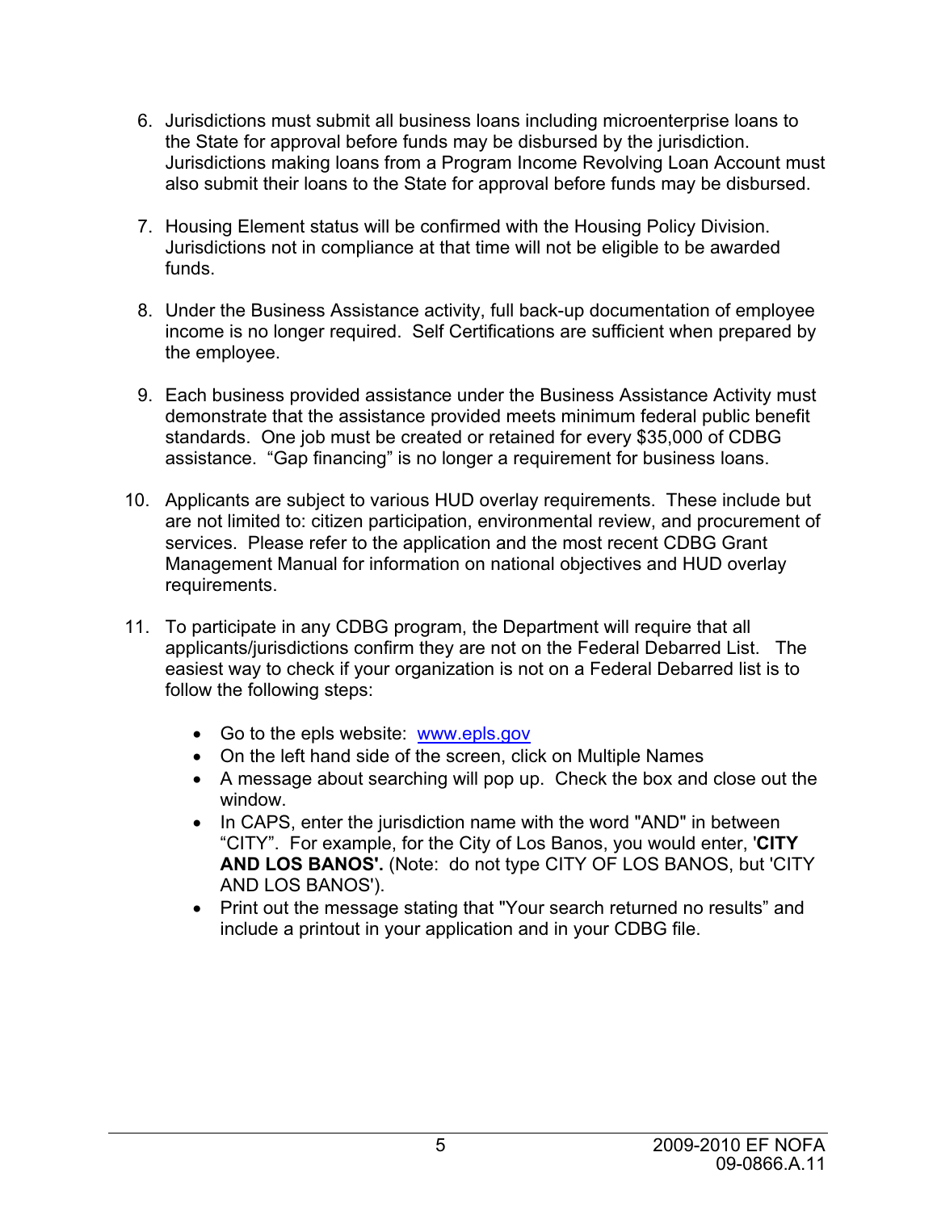6. Jurisdictions must submit all business loans including microenterprise loans to the State for approval before funds may be disbursed by the jurisdiction. Jurisdictions making loans from a Program Income Revolving Loan Account must also submit their loans to the State for approval before funds may be disbursed.

7. Housing Element status will be confirmed with the Housing Policy Division. Jurisdictions not in compliance at that time will not be eligible to be awarded funds.

8. Under the Business Assistance activity, full back-up documentation of employee income is no longer required. Self Certifications are sufficient when prepared by the employee.

9. Each business provided assistance under the Business Assistance Activity must demonstrate that the assistance provided meets minimum federal public benefit standards. One job must be created or retained for every $35,000 of CDBG assistance. "Gap financing" is no longer a requirement for business loans.

10. Applicants are subject to various HUD overlay requirements. These include but are not limited to: citizen participation, environmental review, and procurement of services. Please refer to the application and the most recent CDBG Grant Management Manual for information on national objectives and HUD overlay requirements.

11. To participate in any CDBG program, the Department will require that all applicants/jurisdictions confirm they are not on the Federal Debarred List. The easiest way to check if your organization is not on a Federal Debarred list is to follow the following steps:

    - Go to the epls website: [www.epls.gov](http://www.epls.gov)
    - On the left hand side of the screen, click on Multiple Names
    - A message about searching will pop up. Check the box and close out the window.
    - In CAPS, enter the jurisdiction name with the word "AND" in between "CITY". For example, for the City of Los Banos, you would enter, '**CITY AND LOS BANOS'.** (Note: do not type CITY OF LOS BANOS, but 'CITY AND LOS BANOS').
    - Print out the message stating that "Your search returned no results" and include a printout in your application and in your CDBG file.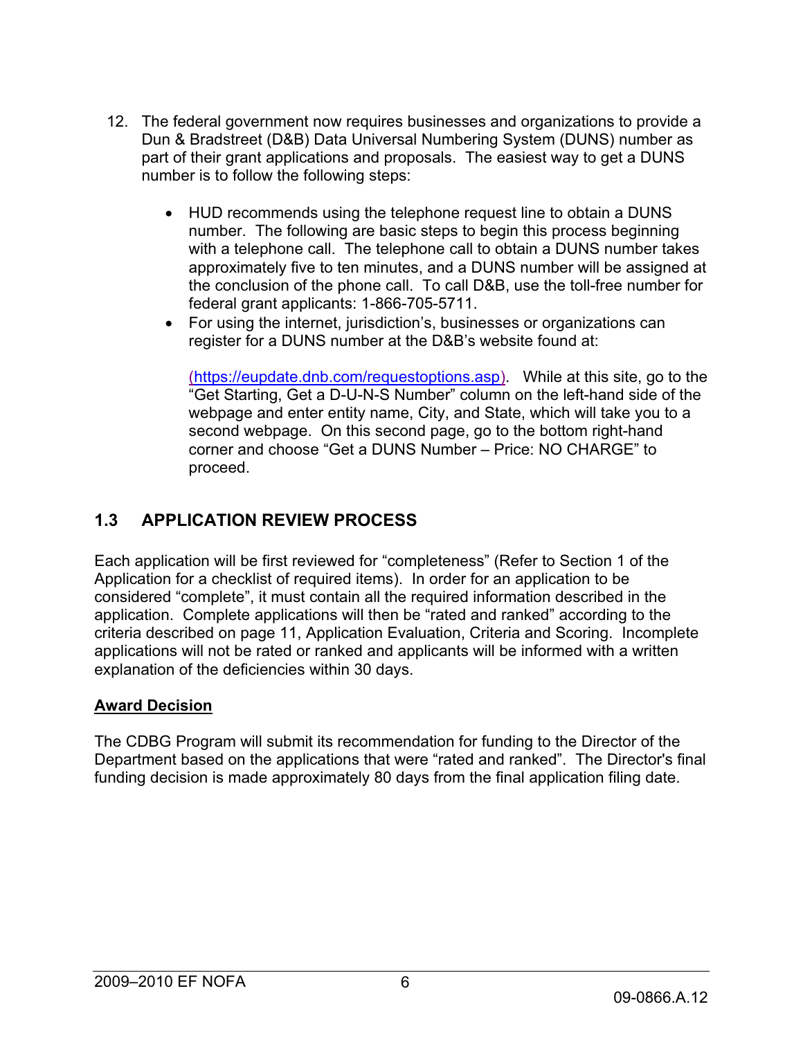12. The federal government now requires businesses and organizations to provide a Dun & Bradstreet (D&B) Data Universal Numbering System (DUNS) number as part of their grant applications and proposals. The easiest way to get a DUNS number is to follow the following steps:

    - HUD recommends using the telephone request line to obtain a DUNS number. The following are basic steps to begin this process beginning with a telephone call. The telephone call to obtain a DUNS number takes approximately five to ten minutes, and a DUNS number will be assigned at the conclusion of the phone call. To call D&B, use the toll-free number for federal grant applicants: 1-866-705-5711.
    - For using the internet, jurisdiction's, businesses or organizations can register for a DUNS number at the D&B's website found at:

      (https://eupdate.dnb.com/requestoptions.asp). While at this site, go to the "Get Starting, Get a D-U-N-S Number" column on the left-hand side of the webpage and enter entity name, City, and State, which will take you to a second webpage. On this second page, go to the bottom right-hand corner and choose "Get a DUNS Number – Price: NO CHARGE" to proceed.

## 1.3 APPLICATION REVIEW PROCESS

Each application will be first reviewed for "completeness" (Refer to Section 1 of the Application for a checklist of required items). In order for an application to be considered "complete", it must contain all the required information described in the application. Complete applications will then be "rated and ranked" according to the criteria described on page 11, Application Evaluation, Criteria and Scoring. Incomplete applications will not be rated or ranked and applicants will be informed with a written explanation of the deficiencies within 30 days.

**Award Decision**

The CDBG Program will submit its recommendation for funding to the Director of the Department based on the applications that were "rated and ranked". The Director's final funding decision is made approximately 80 days from the final application filing date.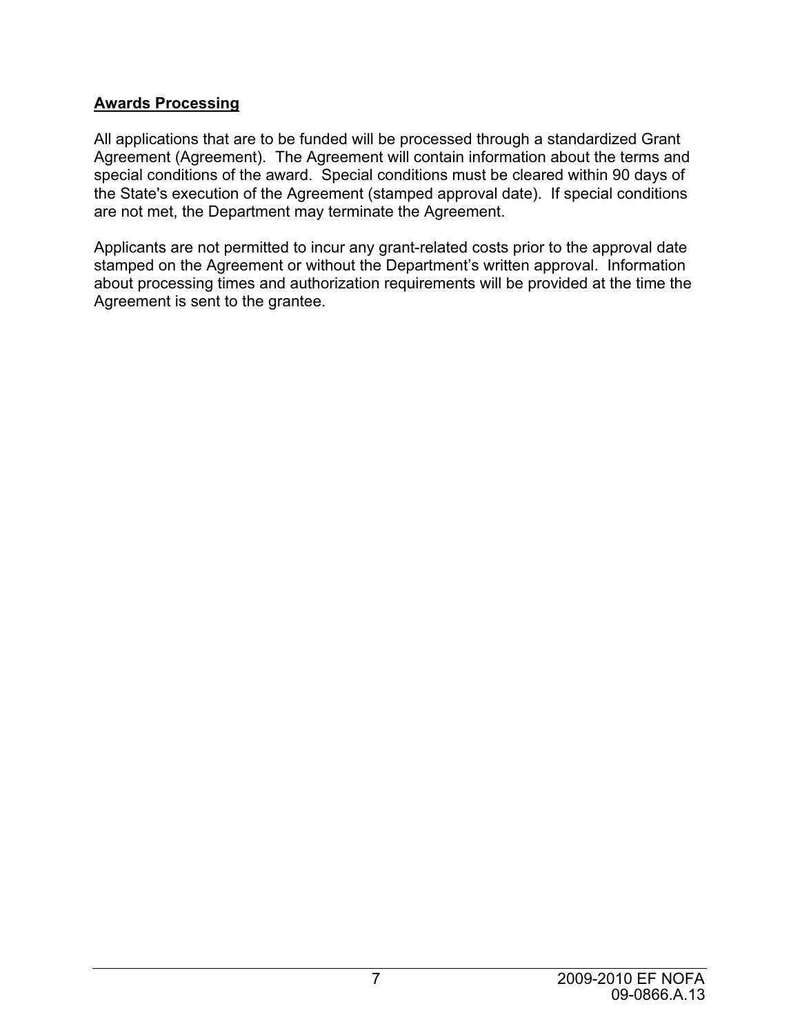## **Awards Processing**

All applications that are to be funded will be processed through a standardized Grant Agreement (Agreement). The Agreement will contain information about the terms and special conditions of the award. Special conditions must be cleared within 90 days of the State's execution of the Agreement (stamped approval date). If special conditions are not met, the Department may terminate the Agreement.

Applicants are not permitted to incur any grant-related costs prior to the approval date stamped on the Agreement or without the Department's written approval. Information about processing times and authorization requirements will be provided at the time the Agreement is sent to the grantee.